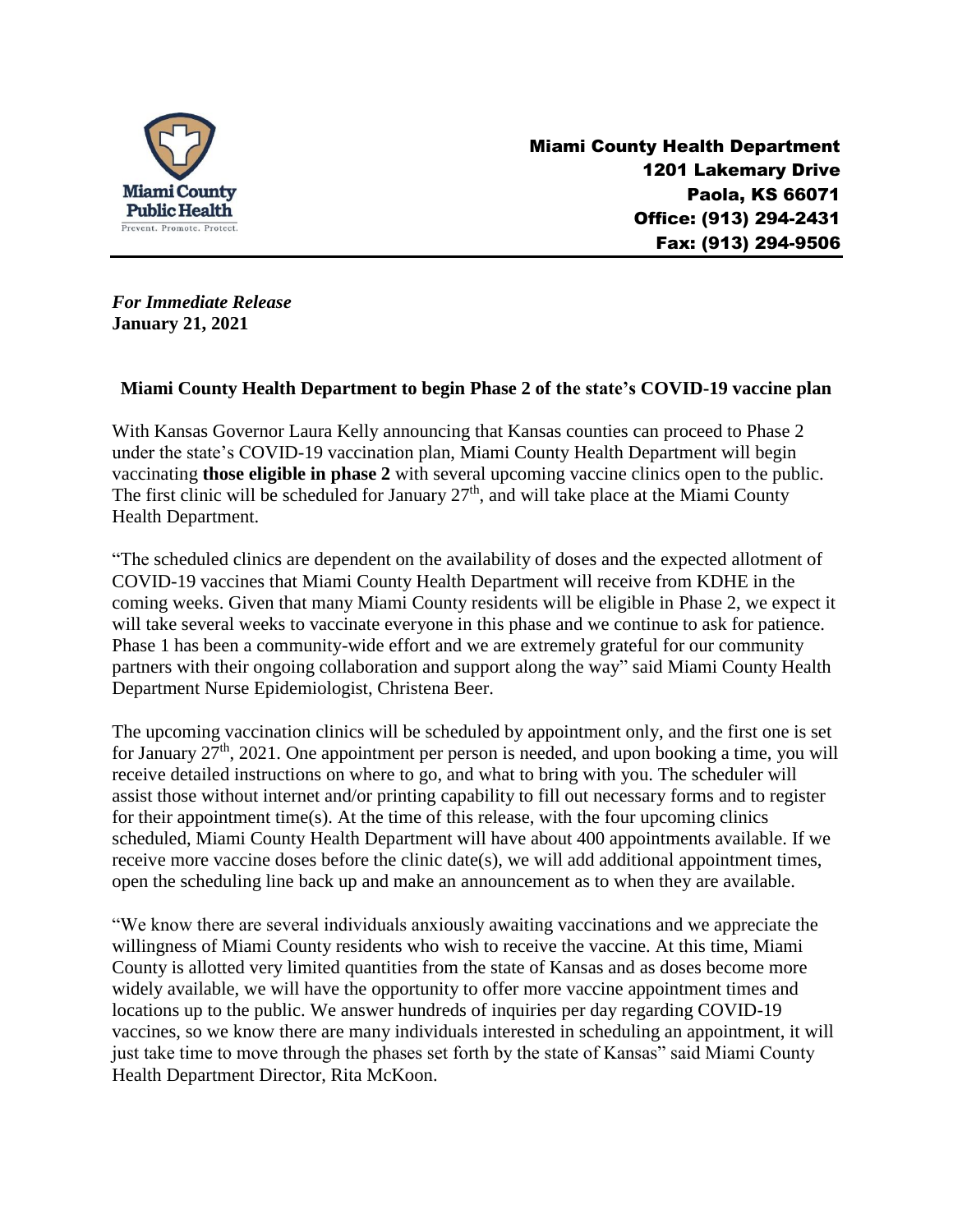Miami County Public Health
Prevent. Promote. Protect.

**Miami County Health Department**
**1201 Lakemary Drive**
**Paola, KS 66071**
**Office: (913) 294-2431**
**Fax: (913) 294-9506**

***For Immediate Release***
**January 21, 2021**

## Miami County Health Department to begin Phase 2 of the state's COVID-19 vaccine plan

With Kansas Governor Laura Kelly announcing that Kansas counties can proceed to Phase 2 under the state's COVID-19 vaccination plan, Miami County Health Department will begin vaccinating **those eligible in phase 2** with several upcoming vaccine clinics open to the public. The first clinic will be scheduled for January 27th, and will take place at the Miami County Health Department.

"The scheduled clinics are dependent on the availability of doses and the expected allotment of COVID-19 vaccines that Miami County Health Department will receive from KDHE in the coming weeks. Given that many Miami County residents will be eligible in Phase 2, we expect it will take several weeks to vaccinate everyone in this phase and we continue to ask for patience. Phase 1 has been a community-wide effort and we are extremely grateful for our community partners with their ongoing collaboration and support along the way" said Miami County Health Department Nurse Epidemiologist, Christena Beer.

The upcoming vaccination clinics will be scheduled by appointment only, and the first one is set for January 27th, 2021. One appointment per person is needed, and upon booking a time, you will receive detailed instructions on where to go, and what to bring with you. The scheduler will assist those without internet and/or printing capability to fill out necessary forms and to register for their appointment time(s). At the time of this release, with the four upcoming clinics scheduled, Miami County Health Department will have about 400 appointments available. If we receive more vaccine doses before the clinic date(s), we will add additional appointment times, open the scheduling line back up and make an announcement as to when they are available.

"We know there are several individuals anxiously awaiting vaccinations and we appreciate the willingness of Miami County residents who wish to receive the vaccine. At this time, Miami County is allotted very limited quantities from the state of Kansas and as doses become more widely available, we will have the opportunity to offer more vaccine appointment times and locations up to the public. We answer hundreds of inquiries per day regarding COVID-19 vaccines, so we know there are many individuals interested in scheduling an appointment, it will just take time to move through the phases set forth by the state of Kansas" said Miami County Health Department Director, Rita McKoon.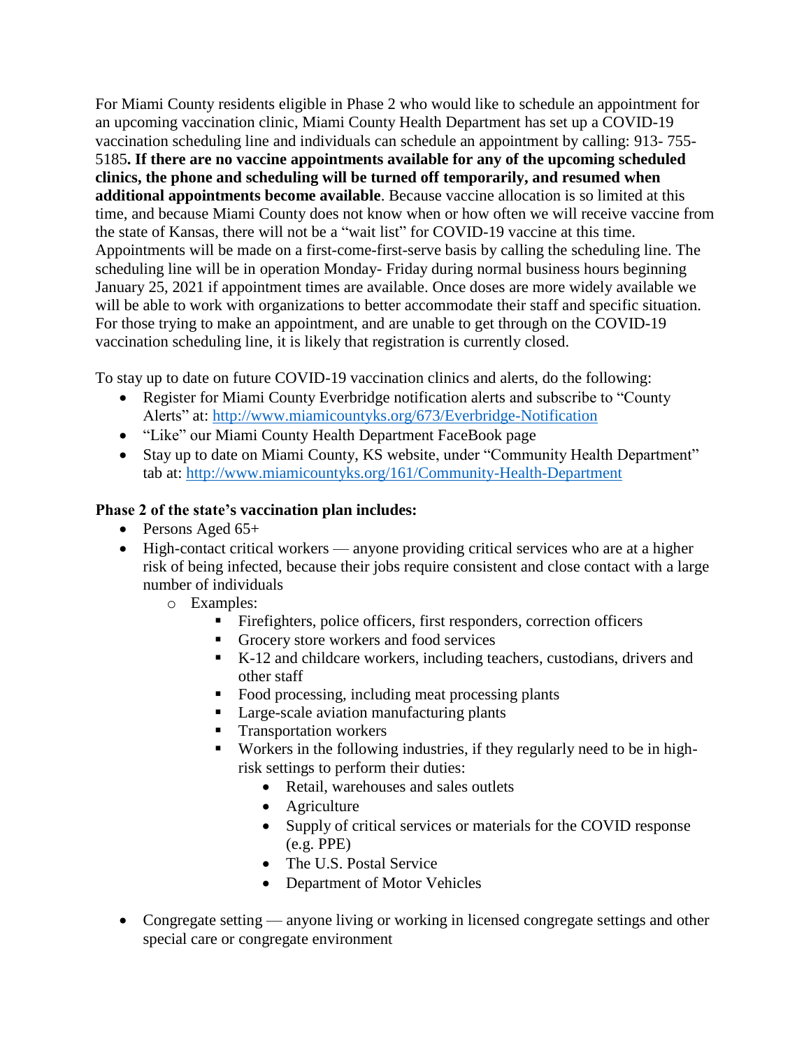For Miami County residents eligible in Phase 2 who would like to schedule an appointment for an upcoming vaccination clinic, Miami County Health Department has set up a COVID-19 vaccination scheduling line and individuals can schedule an appointment by calling: 913- 755-5185**. If there are no vaccine appointments available for any of the upcoming scheduled clinics, the phone and scheduling will be turned off temporarily, and resumed when additional appointments become available**. Because vaccine allocation is so limited at this time, and because Miami County does not know when or how often we will receive vaccine from the state of Kansas, there will not be a "wait list" for COVID-19 vaccine at this time. Appointments will be made on a first-come-first-serve basis by calling the scheduling line. The scheduling line will be in operation Monday- Friday during normal business hours beginning January 25, 2021 if appointment times are available. Once doses are more widely available we will be able to work with organizations to better accommodate their staff and specific situation. For those trying to make an appointment, and are unable to get through on the COVID-19 vaccination scheduling line, it is likely that registration is currently closed.

To stay up to date on future COVID-19 vaccination clinics and alerts, do the following:

- Register for Miami County Everbridge notification alerts and subscribe to "County Alerts" at: http://www.miamicountyks.org/673/Everbridge-Notification
- "Like" our Miami County Health Department FaceBook page
- Stay up to date on Miami County, KS website, under "Community Health Department" tab at: http://www.miamicountyks.org/161/Community-Health-Department

**Phase 2 of the state's vaccination plan includes:**

- Persons Aged 65+
- High-contact critical workers — anyone providing critical services who are at a higher risk of being infected, because their jobs require consistent and close contact with a large number of individuals
  - Examples:
    - Firefighters, police officers, first responders, correction officers
    - Grocery store workers and food services
    - K-12 and childcare workers, including teachers, custodians, drivers and other staff
    - Food processing, including meat processing plants
    - Large-scale aviation manufacturing plants
    - Transportation workers
    - Workers in the following industries, if they regularly need to be in high-risk settings to perform their duties:
      - Retail, warehouses and sales outlets
      - Agriculture
      - Supply of critical services or materials for the COVID response (e.g. PPE)
      - The U.S. Postal Service
      - Department of Motor Vehicles
- Congregate setting — anyone living or working in licensed congregate settings and other special care or congregate environment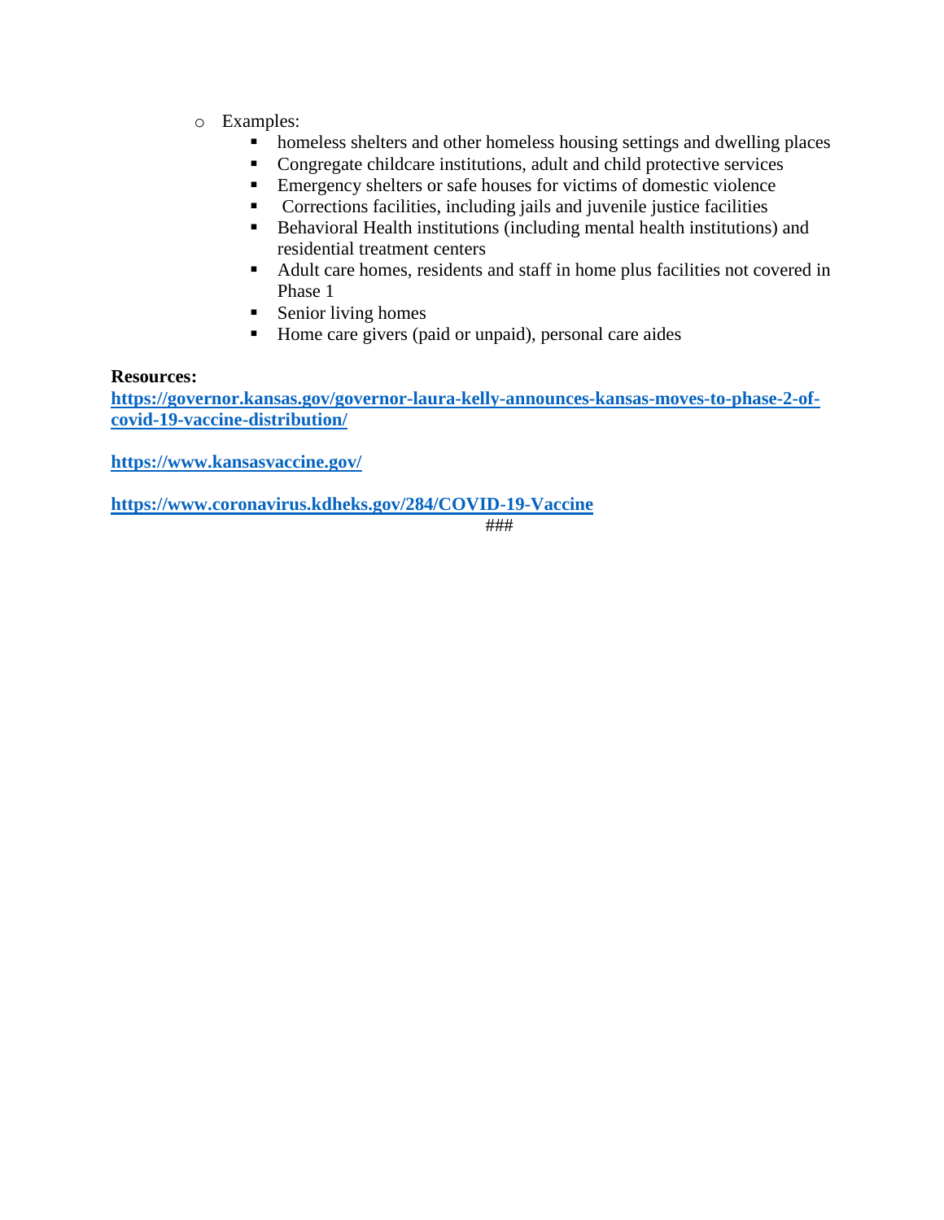- Examples:
  - homeless shelters and other homeless housing settings and dwelling places
  - Congregate childcare institutions, adult and child protective services
  - Emergency shelters or safe houses for victims of domestic violence
  - Corrections facilities, including jails and juvenile justice facilities
  - Behavioral Health institutions (including mental health institutions) and residential treatment centers
  - Adult care homes, residents and staff in home plus facilities not covered in Phase 1
  - Senior living homes
  - Home care givers (paid or unpaid), personal care aides

**Resources:**

**https://governor.kansas.gov/governor-laura-kelly-announces-kansas-moves-to-phase-2-of-covid-19-vaccine-distribution/**

**https://www.kansasvaccine.gov/**

**https://www.coronavirus.kdheks.gov/284/COVID-19-Vaccine**

###